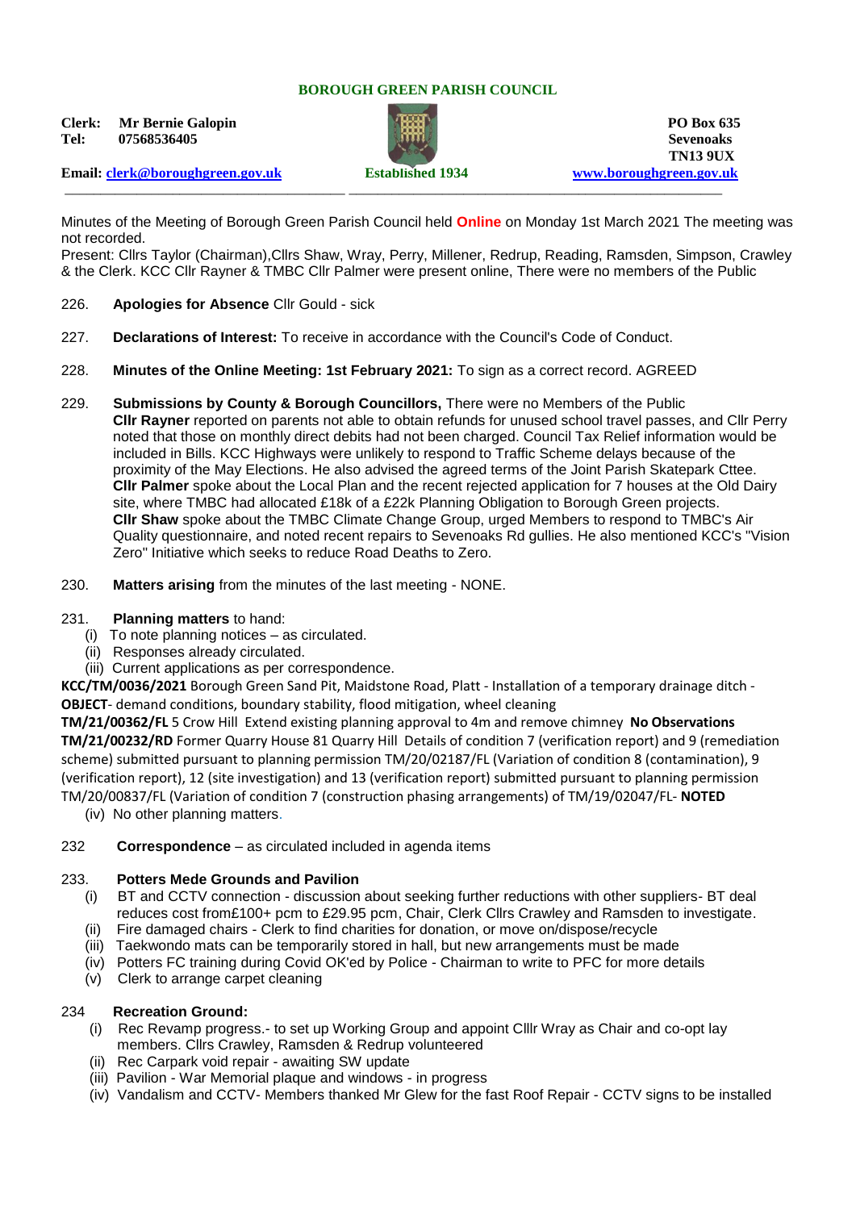**BOROUGH GREEN PARISH COUNCIL**

**Clerk: Mr Bernie Galopin**
**Tel: 07568536405**

**PO Box 635**
**Sevenoaks**
**TN13 9UX**

**Email: clerk@boroughgreen.gov.uk** **Established 1934** **www.boroughgreen.gov.uk**

---

Minutes of the Meeting of Borough Green Parish Council held **Online** on Monday 1st March 2021 The meeting was not recorded.

Present: Cllrs Taylor (Chairman),Cllrs Shaw, Wray, Perry, Millener, Redrup, Reading, Ramsden, Simpson, Crawley & the Clerk. KCC Cllr Rayner & TMBC Cllr Palmer were present online, There were no members of the Public

226. **Apologies for Absence** Cllr Gould - sick

227. **Declarations of Interest:** To receive in accordance with the Council's Code of Conduct.

228. **Minutes of the Online Meeting: 1st February 2021:** To sign as a correct record. AGREED

229. **Submissions by County & Borough Councillors,** There were no Members of the Public
**Cllr Rayner** reported on parents not able to obtain refunds for unused school travel passes, and Cllr Perry noted that those on monthly direct debits had not been charged. Council Tax Relief information would be included in Bills. KCC Highways were unlikely to respond to Traffic Scheme delays because of the proximity of the May Elections. He also advised the agreed terms of the Joint Parish Skatepark Cttee.
**Cllr Palmer** spoke about the Local Plan and the recent rejected application for 7 houses at the Old Dairy site, where TMBC had allocated £18k of a £22k Planning Obligation to Borough Green projects.
**Cllr Shaw** spoke about the TMBC Climate Change Group, urged Members to respond to TMBC's Air Quality questionnaire, and noted recent repairs to Sevenoaks Rd gullies. He also mentioned KCC's "Vision Zero" Initiative which seeks to reduce Road Deaths to Zero.

230. **Matters arising** from the minutes of the last meeting - NONE.

231. **Planning matters** to hand:
   (i) To note planning notices – as circulated.
   (ii) Responses already circulated.
   (iii) Current applications as per correspondence.

**KCC/TM/0036/2021** Borough Green Sand Pit, Maidstone Road, Platt - Installation of a temporary drainage ditch - **OBJECT**- demand conditions, boundary stability, flood mitigation, wheel cleaning
**TM/21/00362/FL** 5 Crow Hill Extend existing planning approval to 4m and remove chimney **No Observations**
**TM/21/00232/RD** Former Quarry House 81 Quarry Hill Details of condition 7 (verification report) and 9 (remediation scheme) submitted pursuant to planning permission TM/20/02187/FL (Variation of condition 8 (contamination), 9 (verification report), 12 (site investigation) and 13 (verification report) submitted pursuant to planning permission TM/20/00837/FL (Variation of condition 7 (construction phasing arrangements) of TM/19/02047/FL- **NOTED**
   (iv) No other planning matters.

232 **Correspondence** – as circulated included in agenda items

233. **Potters Mede Grounds and Pavilion**
   (i) BT and CCTV connection - discussion about seeking further reductions with other suppliers- BT deal reduces cost from£100+ pcm to £29.95 pcm, Chair, Clerk Cllrs Crawley and Ramsden to investigate.
   (ii) Fire damaged chairs - Clerk to find charities for donation, or move on/dispose/recycle
   (iii) Taekwondo mats can be temporarily stored in hall, but new arrangements must be made
   (iv) Potters FC training during Covid OK'ed by Police - Chairman to write to PFC for more details
   (v) Clerk to arrange carpet cleaning

234 **Recreation Ground:**
   (i) Rec Revamp progress.- to set up Working Group and appoint Clllr Wray as Chair and co-opt lay members. Cllrs Crawley, Ramsden & Redrup volunteered
   (ii) Rec Carpark void repair - awaiting SW update
   (iii) Pavilion - War Memorial plaque and windows - in progress
   (iv) Vandalism and CCTV- Members thanked Mr Glew for the fast Roof Repair - CCTV signs to be installed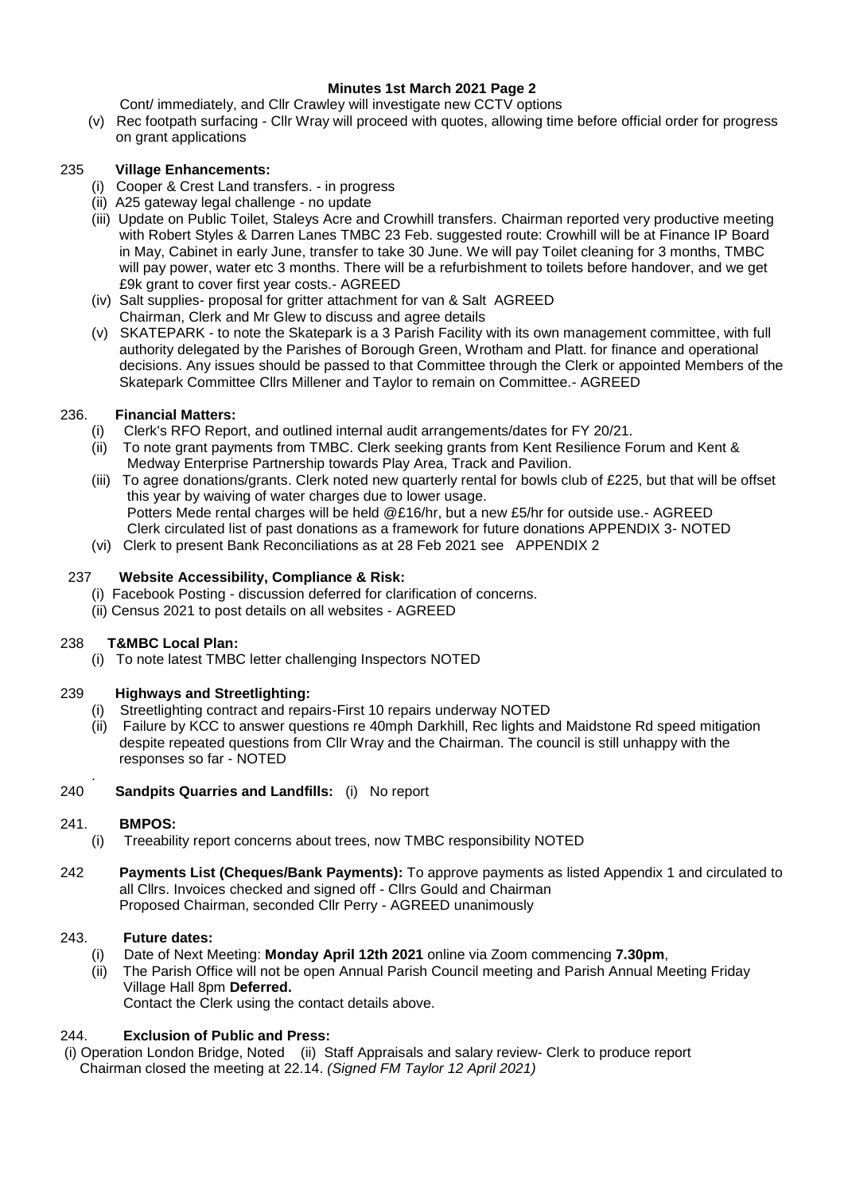**Minutes 1st March 2021 Page 2**

Cont/ immediately, and Cllr Crawley will investigate new CCTV options

(v) Rec footpath surfacing - Cllr Wray will proceed with quotes, allowing time before official order for progress on grant applications

235 **Village Enhancements:**

(i) Cooper & Crest Land transfers. - in progress

(ii) A25 gateway legal challenge - no update

(iii) Update on Public Toilet, Staleys Acre and Crowhill transfers. Chairman reported very productive meeting with Robert Styles & Darren Lanes TMBC 23 Feb. suggested route: Crowhill will be at Finance IP Board in May, Cabinet in early June, transfer to take 30 June. We will pay Toilet cleaning for 3 months, TMBC will pay power, water etc 3 months. There will be a refurbishment to toilets before handover, and we get £9k grant to cover first year costs.- AGREED

(iv) Salt supplies- proposal for gritter attachment for van & Salt AGREED
Chairman, Clerk and Mr Glew to discuss and agree details

(v) SKATEPARK - to note the Skatepark is a 3 Parish Facility with its own management committee, with full authority delegated by the Parishes of Borough Green, Wrotham and Platt. for finance and operational decisions. Any issues should be passed to that Committee through the Clerk or appointed Members of the Skatepark Committee Cllrs Millener and Taylor to remain on Committee.- AGREED

236. **Financial Matters:**

(i) Clerk's RFO Report, and outlined internal audit arrangements/dates for FY 20/21.

(ii) To note grant payments from TMBC. Clerk seeking grants from Kent Resilience Forum and Kent & Medway Enterprise Partnership towards Play Area, Track and Pavilion.

(iii) To agree donations/grants. Clerk noted new quarterly rental for bowls club of £225, but that will be offset this year by waiving of water charges due to lower usage.
Potters Mede rental charges will be held @£16/hr, but a new £5/hr for outside use.- AGREED
Clerk circulated list of past donations as a framework for future donations APPENDIX 3- NOTED

(vi) Clerk to present Bank Reconciliations as at 28 Feb 2021 see APPENDIX 2

237 **Website Accessibility, Compliance & Risk:**

(i) Facebook Posting - discussion deferred for clarification of concerns.

(ii) Census 2021 to post details on all websites - AGREED

238 **T&MBC Local Plan:**

(i) To note latest TMBC letter challenging Inspectors NOTED

239 **Highways and Streetlighting:**

(i) Streetlighting contract and repairs-First 10 repairs underway NOTED

(ii) Failure by KCC to answer questions re 40mph Darkhill, Rec lights and Maidstone Rd speed mitigation despite repeated questions from Cllr Wray and the Chairman. The council is still unhappy with the responses so far - NOTED

240 **Sandpits Quarries and Landfills:** (i) No report

241. **BMPOS:**

(i) Treeability report concerns about trees, now TMBC responsibility NOTED

242 **Payments List (Cheques/Bank Payments):** To approve payments as listed Appendix 1 and circulated to all Cllrs. Invoices checked and signed off - Cllrs Gould and Chairman
Proposed Chairman, seconded Cllr Perry - AGREED unanimously

243. **Future dates:**

(i) Date of Next Meeting: **Monday April 12th 2021** online via Zoom commencing **7.30pm**,

(ii) The Parish Office will not be open Annual Parish Council meeting and Parish Annual Meeting Friday Village Hall 8pm **Deferred.**
Contact the Clerk using the contact details above.

244. **Exclusion of Public and Press:**

(i) Operation London Bridge, Noted (ii) Staff Appraisals and salary review- Clerk to produce report
Chairman closed the meeting at 22.14. *(Signed FM Taylor 12 April 2021)*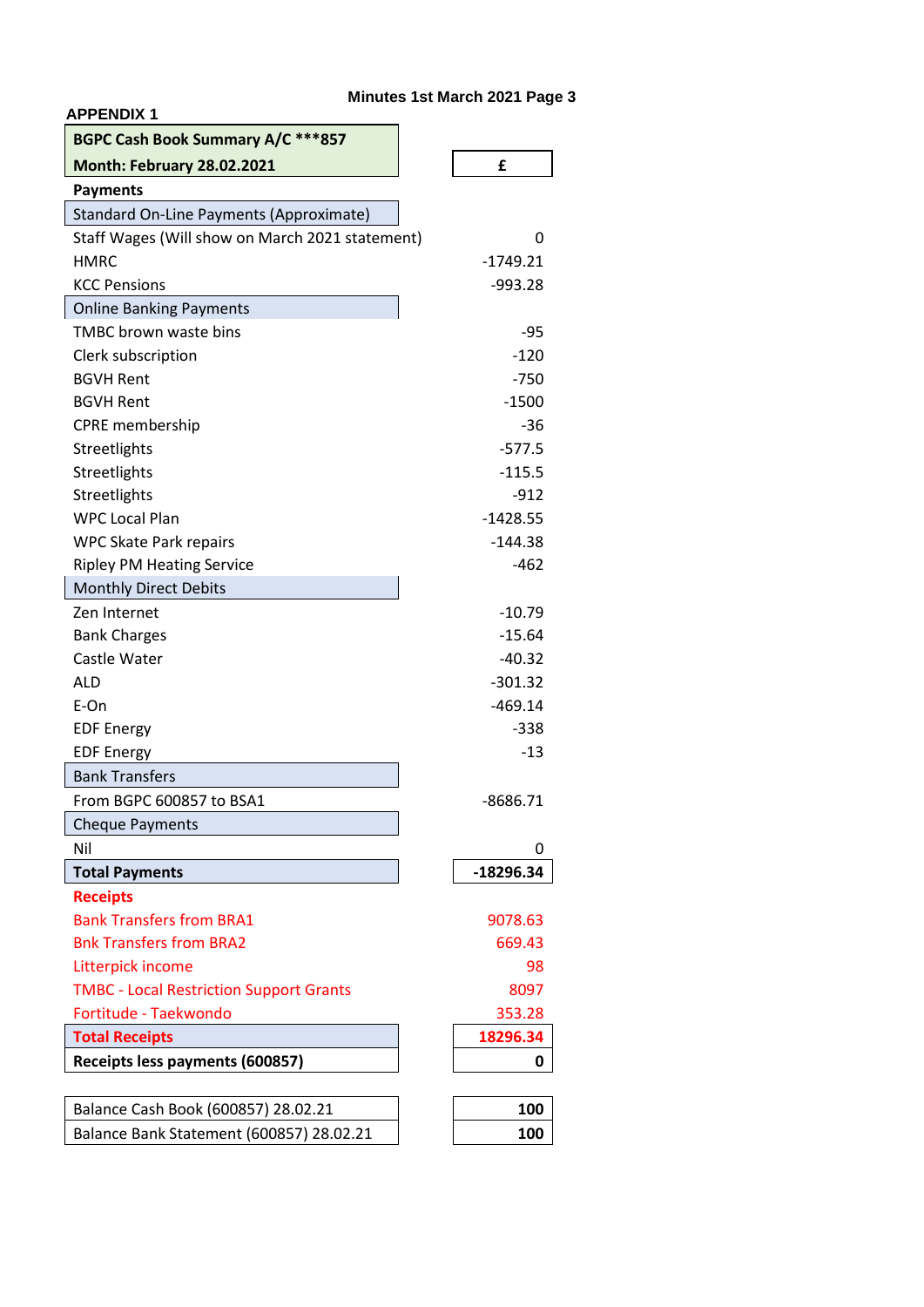Minutes 1st March 2021 Page 3

**APPENDIX 1**

| **BGPC Cash Book Summary A/C ***857** | |
|---|---|
| **Month: February 28.02.2021** | **£** |
| **Payments** | |
| Standard On-Line Payments (Approximate) | |
| Staff Wages (Will show on March 2021 statement) | 0 |
| HMRC | -1749.21 |
| KCC Pensions | -993.28 |
| Online Banking Payments | |
| TMBC brown waste bins | -95 |
| Clerk subscription | -120 |
| BGVH Rent | -750 |
| BGVH Rent | -1500 |
| CPRE membership | -36 |
| Streetlights | -577.5 |
| Streetlights | -115.5 |
| Streetlights | -912 |
| WPC Local Plan | -1428.55 |
| WPC Skate Park repairs | -144.38 |
| Ripley PM Heating Service | -462 |
| Monthly Direct Debits | |
| Zen Internet | -10.79 |
| Bank Charges | -15.64 |
| Castle Water | -40.32 |
| ALD | -301.32 |
| E-On | -469.14 |
| EDF Energy | -338 |
| EDF Energy | -13 |
| Bank Transfers | |
| From BGPC 600857 to BSA1 | -8686.71 |
| Cheque Payments | |
| Nil | 0 |
| **Total Payments** | **-18296.34** |
| **Receipts** | |
| Bank Transfers from BRA1 | 9078.63 |
| Bnk Transfers from BRA2 | 669.43 |
| Litterpick income | 98 |
| TMBC - Local Restriction Support Grants | 8097 |
| Fortitude - Taekwondo | 353.28 |
| **Total Receipts** | **18296.34** |
| **Receipts less payments (600857)** | **0** |

| | |
|---|---|
| Balance Cash Book (600857) 28.02.21 | **100** |
| Balance Bank Statement (600857) 28.02.21 | **100** |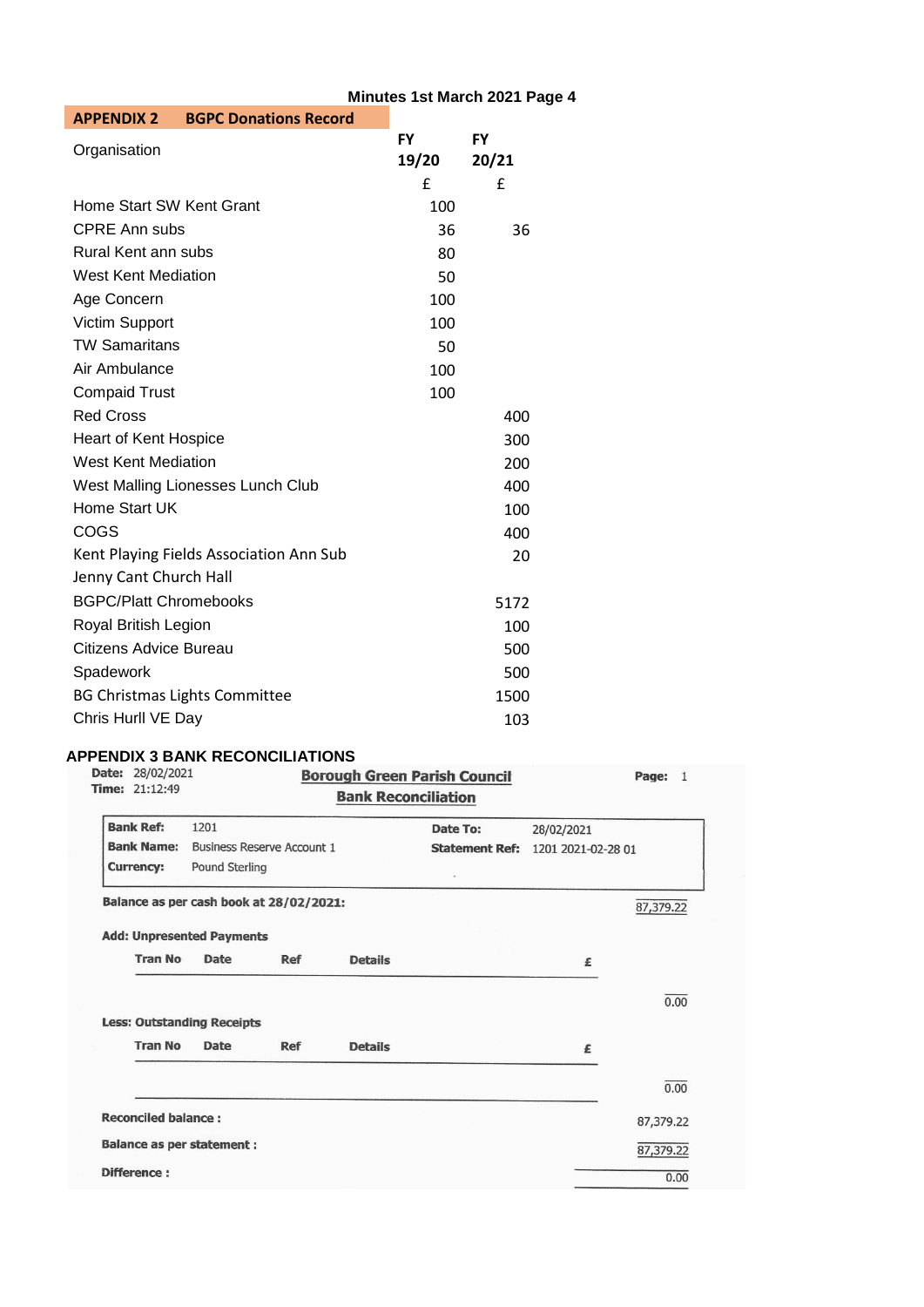Minutes 1st March 2021 Page 4

## APPENDIX 2 BGPC Donations Record

| Organisation | FY 19/20 £ | FY 20/21 £ |
|---|---|---|
| Home Start SW Kent Grant | 100 | |
| CPRE Ann subs | 36 | 36 |
| Rural Kent ann subs | 80 | |
| West Kent Mediation | 50 | |
| Age Concern | 100 | |
| Victim Support | 100 | |
| TW Samaritans | 50 | |
| Air Ambulance | 100 | |
| Compaid Trust | 100 | |
| Red Cross | | 400 |
| Heart of Kent Hospice | | 300 |
| West Kent Mediation | | 200 |
| West Malling Lionesses Lunch Club | | 400 |
| Home Start UK | | 100 |
| COGS | | 400 |
| Kent Playing Fields Association Ann Sub | | 20 |
| Jenny Cant Church Hall | | |
| BGPC/Platt Chromebooks | | 5172 |
| Royal British Legion | | 100 |
| Citizens Advice Bureau | | 500 |
| Spadework | | 500 |
| BG Christmas Lights Committee | | 1500 |
| Chris Hurll VE Day | | 103 |

## APPENDIX 3 BANK RECONCILIATIONS

**Date:** 28/02/2021
**Time:** 21:12:49

**Borough Green Parish Council**
**Bank Reconciliation**

**Page:** 1

| | | | |
|---|---|---|---|
| **Bank Ref:** | 1201 | **Date To:** | 28/02/2021 |
| **Bank Name:** | Business Reserve Account 1 | **Statement Ref:** | 1201 2021-02-28 01 |
| **Currency:** | Pound Sterling | | |

**Balance as per cash book at 28/02/2021:** 87,379.22

**Add: Unpresented Payments**

| Tran No | Date | Ref | Details | £ |
|---|---|---|---|---|

0.00

**Less: Outstanding Receipts**

| Tran No | Date | Ref | Details | £ |
|---|---|---|---|---|

0.00

**Reconciled balance :** 87,379.22

**Balance as per statement :** 87,379.22

**Difference :** 0.00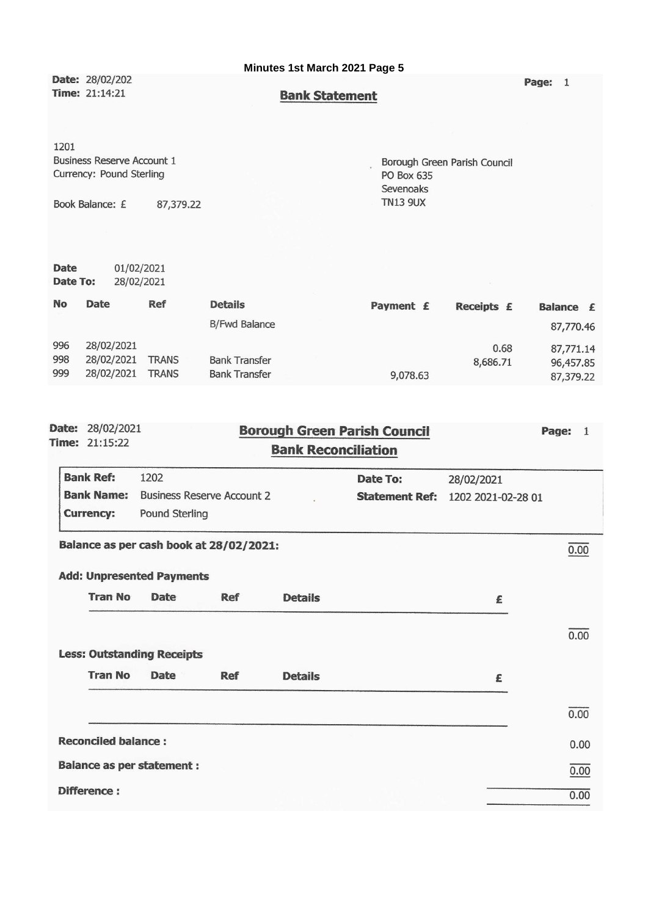Minutes 1st March 2021 Page 5

Date: 28/02/202
Time: 21:14:21

Page: 1

## Bank Statement

1201
Business Reserve Account 1
Currency: Pound Sterling

Book Balance: £ 87,379.22

Borough Green Parish Council
PO Box 635
Sevenoaks
TN13 9UX

Date 01/02/2021
Date To: 28/02/2021

| No | Date | Ref | Details | Payment £ | Receipts £ | Balance £ |
|---|---|---|---|---|---|---|
| | | | B/Fwd Balance | | | 87,770.46 |
| 996 | 28/02/2021 | | | | 0.68 | 87,771.14 |
| 998 | 28/02/2021 | TRANS | Bank Transfer | | 8,686.71 | 96,457.85 |
| 999 | 28/02/2021 | TRANS | Bank Transfer | 9,078.63 | | 87,379.22 |

Date: 28/02/2021
Time: 21:15:22

Page: 1

## Borough Green Parish Council

## Bank Reconciliation

| | | | |
|---|---|---|---|
| **Bank Ref:** | 1202 | **Date To:** | 28/02/2021 |
| **Bank Name:** | Business Reserve Account 2 | **Statement Ref:** | 1202 2021-02-28 01 |
| **Currency:** | Pound Sterling | | |

**Balance as per cash book at 28/02/2021:** 0.00

**Add: Unpresented Payments**

| Tran No | Date | Ref | Details | £ |
|---|---|---|---|---|

0.00

**Less: Outstanding Receipts**

| Tran No | Date | Ref | Details | £ |
|---|---|---|---|---|

0.00

**Reconciled balance :** 0.00

**Balance as per statement :** 0.00

**Difference :** 0.00